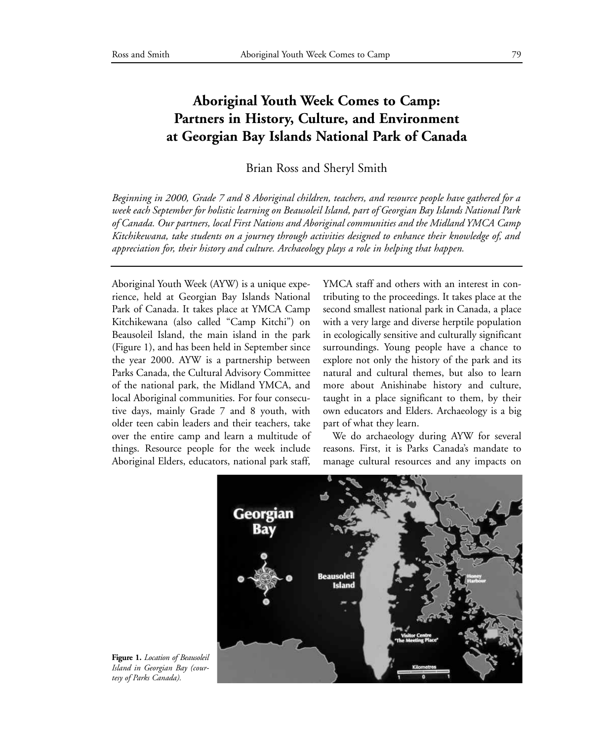# Aboriginal Youth Week Comes to Camp: Partners in History, Culture, and Environment at Georgian Bay Islands National Park of Canada

Brian Ross and Sheryl Smith

*Beginning in 2000, Grade 7 and 8 Aboriginal children, teachers, and resource people have gathered for a week each September for holistic learning on Beausoleil Island, part of Georgian Bay Islands National Park of Canada. Our partners, local First Nations and Aboriginal communities and the Midland YMCA Camp Kitchikewana, take students on a journey through activities designed to enhance their knowledge of, and appreciation for, their history and culture. Archaeology plays a role in helping that happen.*

Aboriginal Youth Week (AYW) is a unique experience, held at Georgian Bay Islands National Park of Canada. It takes place at YMCA Camp Kitchikewana (also called "Camp Kitchi") on Beausoleil Island, the main island in the park (Figure 1), and has been held in September since the year 2000. AYW is a partnership between Parks Canada, the Cultural Advisory Committee of the national park, the Midland YMCA, and local Aboriginal communities. For four consecutive days, mainly Grade 7 and 8 youth, with older teen cabin leaders and their teachers, take over the entire camp and learn a multitude of things. Resource people for the week include Aboriginal Elders, educators, national park staff, YMCA staff and others with an interest in contributing to the proceedings. It takes place at the second smallest national park in Canada, a place with a very large and diverse herptile population in ecologically sensitive and culturally significant surroundings. Young people have a chance to explore not only the history of the park and its natural and cultural themes, but also to learn more about Anishinabe history and culture, taught in a place significant to them, by their own educators and Elders. Archaeology is a big part of what they learn.

We do archaeology during AYW for several reasons. First, it is Parks Canada's mandate to manage cultural resources and any impacts on

**Figure 1.** *Location of Beausoleil Island in Georgian Bay (courtesy of Parks Canada).*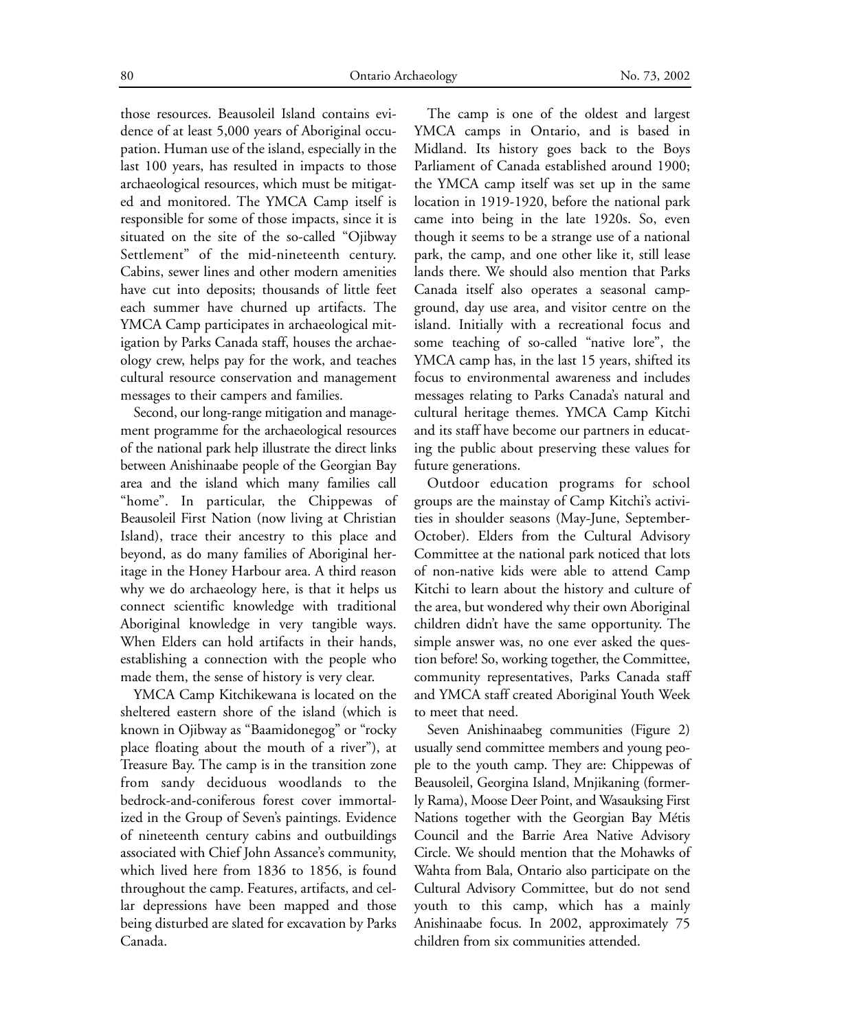those resources. Beausoleil Island contains evidence of at least 5,000 years of Aboriginal occupation. Human use of the island, especially in the last 100 years, has resulted in impacts to those archaeological resources, which must be mitigated and monitored. The YMCA Camp itself is responsible for some of those impacts, since it is situated on the site of the so-called "Ojibway Settlement" of the mid-nineteenth century. Cabins, sewer lines and other modern amenities have cut into deposits; thousands of little feet each summer have churned up artifacts. The YMCA Camp participates in archaeological mitigation by Parks Canada staff, houses the archaeology crew, helps pay for the work, and teaches cultural resource conservation and management messages to their campers and families.

Second, our long-range mitigation and management programme for the archaeological resources of the national park help illustrate the direct links between Anishinaabe people of the Georgian Bay area and the island which many families call "home". In particular, the Chippewas of Beausoleil First Nation (now living at Christian Island), trace their ancestry to this place and beyond, as do many families of Aboriginal heritage in the Honey Harbour area. A third reason why we do archaeology here, is that it helps us connect scientific knowledge with traditional Aboriginal knowledge in very tangible ways. When Elders can hold artifacts in their hands, establishing a connection with the people who made them, the sense of history is very clear.

YMCA Camp Kitchikewana is located on the sheltered eastern shore of the island (which is known in Ojibway as "Baamidonegog" or "rocky place floating about the mouth of a river"), at Treasure Bay. The camp is in the transition zone from sandy deciduous woodlands to the bedrock-and-coniferous forest cover immortalized in the Group of Seven's paintings. Evidence of nineteenth century cabins and outbuildings associated with Chief John Assance's community, which lived here from 1836 to 1856, is found throughout the camp. Features, artifacts, and cellar depressions have been mapped and those being disturbed are slated for excavation by Parks Canada.

The camp is one of the oldest and largest YMCA camps in Ontario, and is based in Midland. Its history goes back to the Boys Parliament of Canada established around 1900; the YMCA camp itself was set up in the same location in 1919-1920, before the national park came into being in the late 1920s. So, even though it seems to be a strange use of a national park, the camp, and one other like it, still lease lands there. We should also mention that Parks Canada itself also operates a seasonal campground, day use area, and visitor centre on the island. Initially with a recreational focus and some teaching of so-called "native lore", the YMCA camp has, in the last 15 years, shifted its focus to environmental awareness and includes messages relating to Parks Canada's natural and cultural heritage themes. YMCA Camp Kitchi and its staff have become our partners in educating the public about preserving these values for future generations.

Outdoor education programs for school groups are the mainstay of Camp Kitchi's activities in shoulder seasons (May-June, September-October). Elders from the Cultural Advisory Committee at the national park noticed that lots of non-native kids were able to attend Camp Kitchi to learn about the history and culture of the area, but wondered why their own Aboriginal children didn't have the same opportunity. The simple answer was, no one ever asked the question before! So, working together, the Committee, community representatives, Parks Canada staff and YMCA staff created Aboriginal Youth Week to meet that need.

Seven Anishinaabeg communities (Figure 2) usually send committee members and young people to the youth camp. They are: Chippewas of Beausoleil, Georgina Island, Mnjikaning (formerly Rama), Moose Deer Point, and Wasauksing First Nations together with the Georgian Bay Métis Council and the Barrie Area Native Advisory Circle. We should mention that the Mohawks of Wahta from Bala, Ontario also participate on the Cultural Advisory Committee, but do not send youth to this camp, which has a mainly Anishinaabe focus. In 2002, approximately 75 children from six communities attended.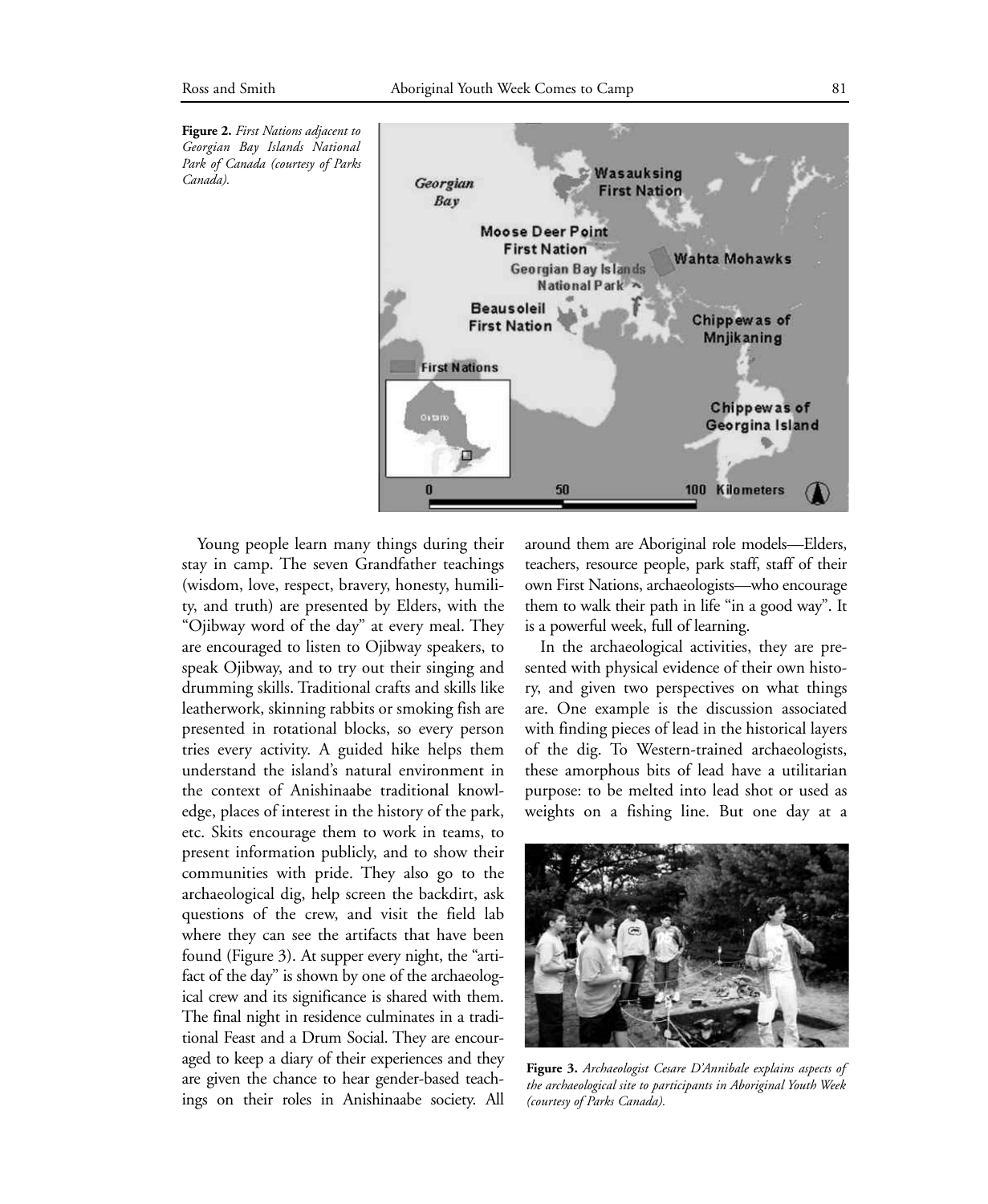**Figure 2.** *First Nations adjacent to Georgian Bay Islands National Park of Canada (courtesy of Parks Canada).*

Young people learn many things during their stay in camp. The seven Grandfather teachings (wisdom, love, respect, bravery, honesty, humility, and truth) are presented by Elders, with the "Ojibway word of the day" at every meal. They are encouraged to listen to Ojibway speakers, to speak Ojibway, and to try out their singing and drumming skills. Traditional crafts and skills like leatherwork, skinning rabbits or smoking fish are presented in rotational blocks, so every person tries every activity. A guided hike helps them understand the island's natural environment in the context of Anishinaabe traditional knowledge, places of interest in the history of the park, etc. Skits encourage them to work in teams, to present information publicly, and to show their communities with pride. They also go to the archaeological dig, help screen the backdirt, ask questions of the crew, and visit the field lab where they can see the artifacts that have been found (Figure 3). At supper every night, the "artifact of the day" is shown by one of the archaeological crew and its significance is shared with them. The final night in residence culminates in a traditional Feast and a Drum Social. They are encouraged to keep a diary of their experiences and they are given the chance to hear gender-based teachings on their roles in Anishinaabe society. All around them are Aboriginal role models—Elders, teachers, resource people, park staff, staff of their own First Nations, archaeologists—who encourage them to walk their path in life "in a good way". It is a powerful week, full of learning.

In the archaeological activities, they are presented with physical evidence of their own history, and given two perspectives on what things are. One example is the discussion associated with finding pieces of lead in the historical layers of the dig. To Western-trained archaeologists, these amorphous bits of lead have a utilitarian purpose: to be melted into lead shot or used as weights on a fishing line. But one day at a

**Figure 3.** *Archaeologist Cesare D'Annibale explains aspects of the archaeological site to participants in Aboriginal Youth Week (courtesy of Parks Canada).*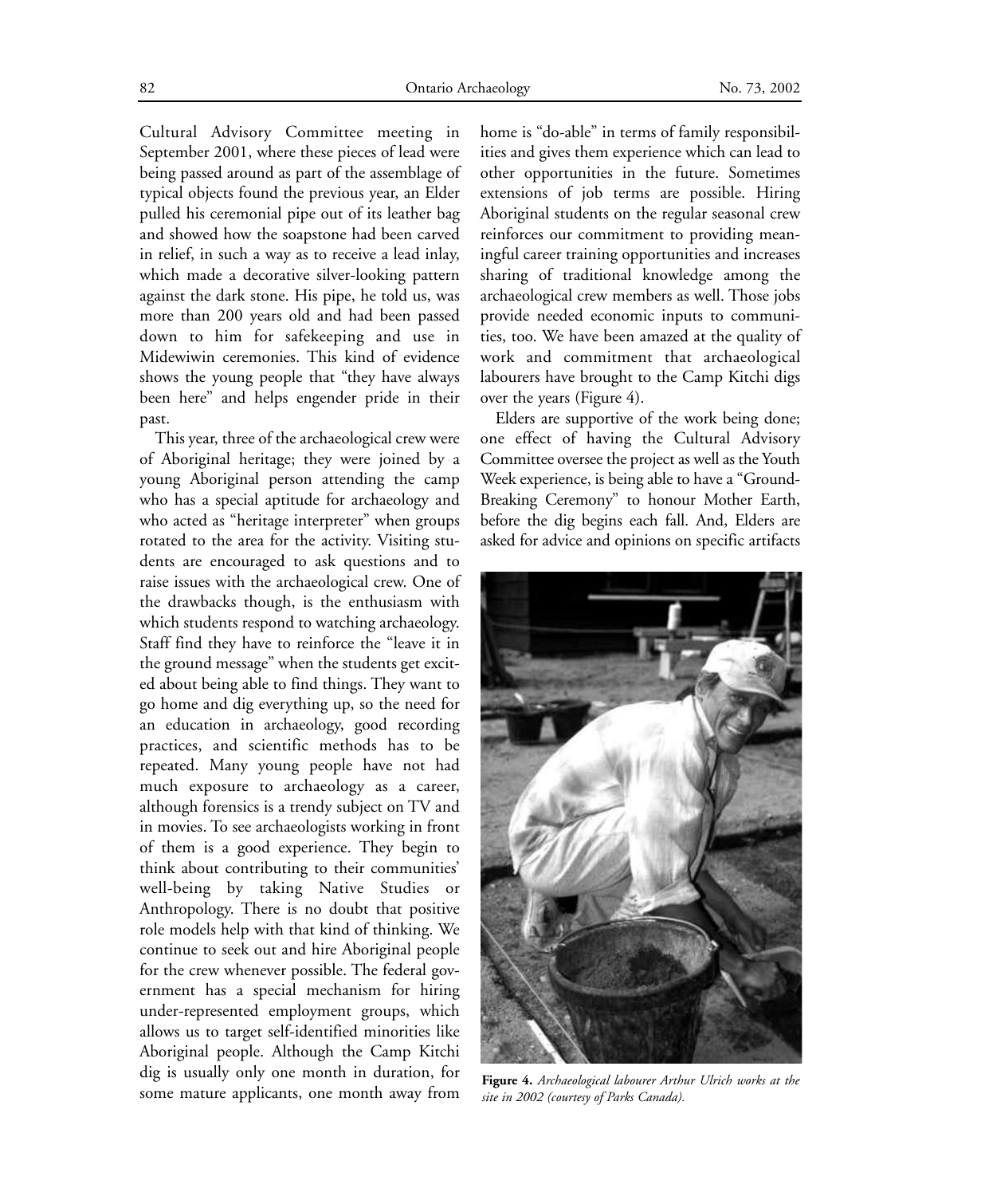Cultural Advisory Committee meeting in September 2001, where these pieces of lead were being passed around as part of the assemblage of typical objects found the previous year, an Elder pulled his ceremonial pipe out of its leather bag and showed how the soapstone had been carved in relief, in such a way as to receive a lead inlay, which made a decorative silver-looking pattern against the dark stone. His pipe, he told us, was more than 200 years old and had been passed down to him for safekeeping and use in Midewiwin ceremonies. This kind of evidence shows the young people that "they have always been here" and helps engender pride in their past.

This year, three of the archaeological crew were of Aboriginal heritage; they were joined by a young Aboriginal person attending the camp who has a special aptitude for archaeology and who acted as "heritage interpreter" when groups rotated to the area for the activity. Visiting students are encouraged to ask questions and to raise issues with the archaeological crew. One of the drawbacks though, is the enthusiasm with which students respond to watching archaeology. Staff find they have to reinforce the "leave it in the ground message" when the students get excited about being able to find things. They want to go home and dig everything up, so the need for an education in archaeology, good recording practices, and scientific methods has to be repeated. Many young people have not had much exposure to archaeology as a career, although forensics is a trendy subject on TV and in movies. To see archaeologists working in front of them is a good experience. They begin to think about contributing to their communities' well-being by taking Native Studies or Anthropology. There is no doubt that positive role models help with that kind of thinking. We continue to seek out and hire Aboriginal people for the crew whenever possible. The federal government has a special mechanism for hiring under-represented employment groups, which allows us to target self-identified minorities like Aboriginal people. Although the Camp Kitchi dig is usually only one month in duration, for some mature applicants, one month away from home is "do-able" in terms of family responsibilities and gives them experience which can lead to other opportunities in the future. Sometimes extensions of job terms are possible. Hiring Aboriginal students on the regular seasonal crew reinforces our commitment to providing meaningful career training opportunities and increases sharing of traditional knowledge among the archaeological crew members as well. Those jobs provide needed economic inputs to communities, too. We have been amazed at the quality of work and commitment that archaeological labourers have brought to the Camp Kitchi digs over the years (Figure 4).

Elders are supportive of the work being done; one effect of having the Cultural Advisory Committee oversee the project as well as the Youth Week experience, is being able to have a "Ground-Breaking Ceremony" to honour Mother Earth, before the dig begins each fall. And, Elders are asked for advice and opinions on specific artifacts

**Figure 4.** *Archaeological labourer Arthur Ulrich works at the site in 2002 (courtesy of Parks Canada).*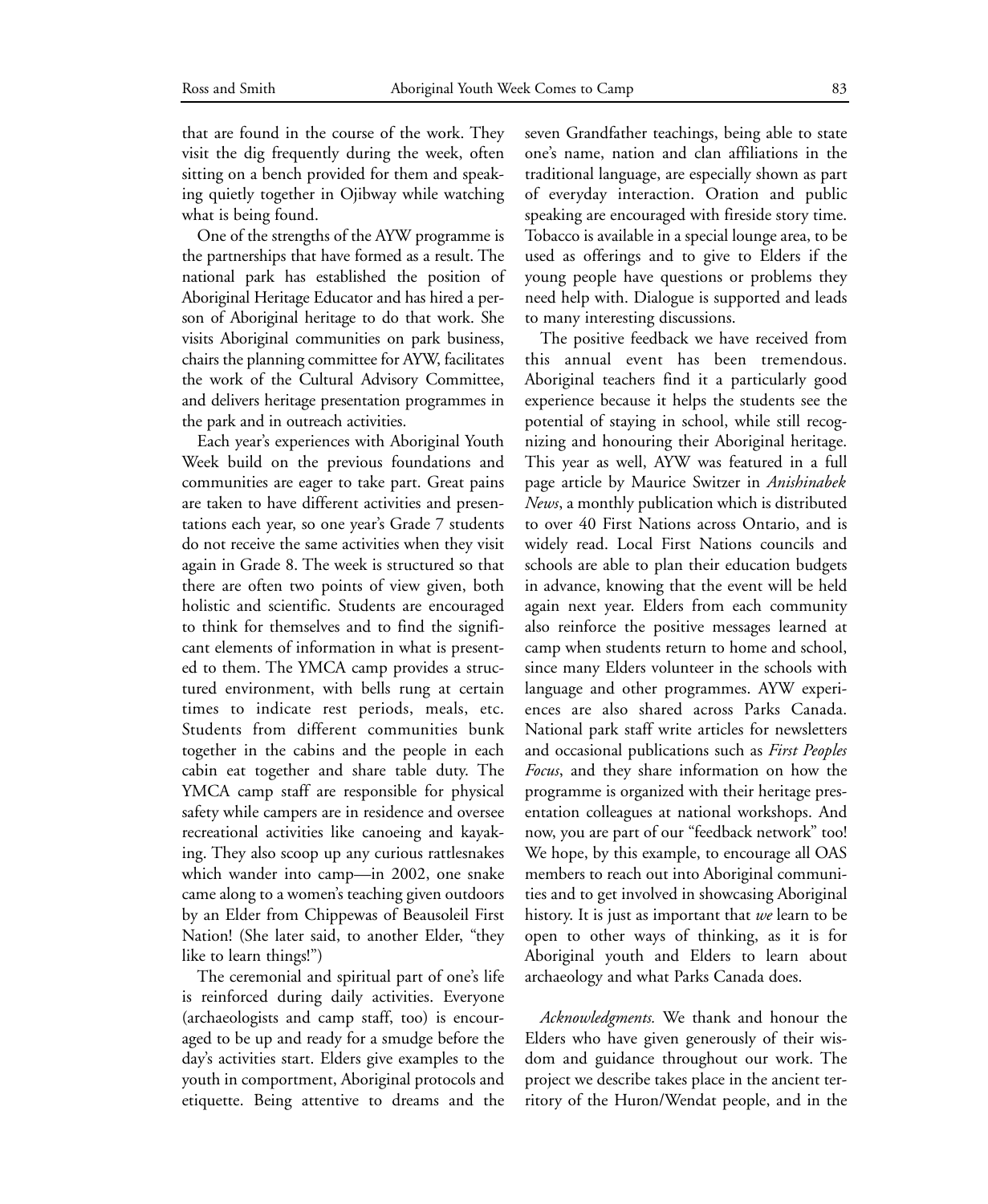that are found in the course of the work. They visit the dig frequently during the week, often sitting on a bench provided for them and speaking quietly together in Ojibway while watching what is being found.

One of the strengths of the AYW programme is the partnerships that have formed as a result. The national park has established the position of Aboriginal Heritage Educator and has hired a person of Aboriginal heritage to do that work. She visits Aboriginal communities on park business, chairs the planning committee for AYW, facilitates the work of the Cultural Advisory Committee, and delivers heritage presentation programmes in the park and in outreach activities.

Each year's experiences with Aboriginal Youth Week build on the previous foundations and communities are eager to take part. Great pains are taken to have different activities and presentations each year, so one year's Grade 7 students do not receive the same activities when they visit again in Grade 8. The week is structured so that there are often two points of view given, both holistic and scientific. Students are encouraged to think for themselves and to find the significant elements of information in what is presented to them. The YMCA camp provides a structured environment, with bells rung at certain times to indicate rest periods, meals, etc. Students from different communities bunk together in the cabins and the people in each cabin eat together and share table duty. The YMCA camp staff are responsible for physical safety while campers are in residence and oversee recreational activities like canoeing and kayaking. They also scoop up any curious rattlesnakes which wander into camp—in 2002, one snake came along to a women's teaching given outdoors by an Elder from Chippewas of Beausoleil First Nation! (She later said, to another Elder, "they like to learn things!")

The ceremonial and spiritual part of one's life is reinforced during daily activities. Everyone (archaeologists and camp staff, too) is encouraged to be up and ready for a smudge before the day's activities start. Elders give examples to the youth in comportment, Aboriginal protocols and etiquette. Being attentive to dreams and the seven Grandfather teachings, being able to state one's name, nation and clan affiliations in the traditional language, are especially shown as part of everyday interaction. Oration and public speaking are encouraged with fireside story time. Tobacco is available in a special lounge area, to be used as offerings and to give to Elders if the young people have questions or problems they need help with. Dialogue is supported and leads to many interesting discussions.

The positive feedback we have received from this annual event has been tremendous. Aboriginal teachers find it a particularly good experience because it helps the students see the potential of staying in school, while still recognizing and honouring their Aboriginal heritage. This year as well, AYW was featured in a full page article by Maurice Switzer in *Anishinabek News*, a monthly publication which is distributed to over 40 First Nations across Ontario, and is widely read. Local First Nations councils and schools are able to plan their education budgets in advance, knowing that the event will be held again next year. Elders from each community also reinforce the positive messages learned at camp when students return to home and school, since many Elders volunteer in the schools with language and other programmes. AYW experiences are also shared across Parks Canada. National park staff write articles for newsletters and occasional publications such as *First Peoples Focus*, and they share information on how the programme is organized with their heritage presentation colleagues at national workshops. And now, you are part of our "feedback network" too! We hope, by this example, to encourage all OAS members to reach out into Aboriginal communities and to get involved in showcasing Aboriginal history. It is just as important that *we* learn to be open to other ways of thinking, as it is for Aboriginal youth and Elders to learn about archaeology and what Parks Canada does.

*Acknowledgments.* We thank and honour the Elders who have given generously of their wisdom and guidance throughout our work. The project we describe takes place in the ancient territory of the Huron/Wendat people, and in the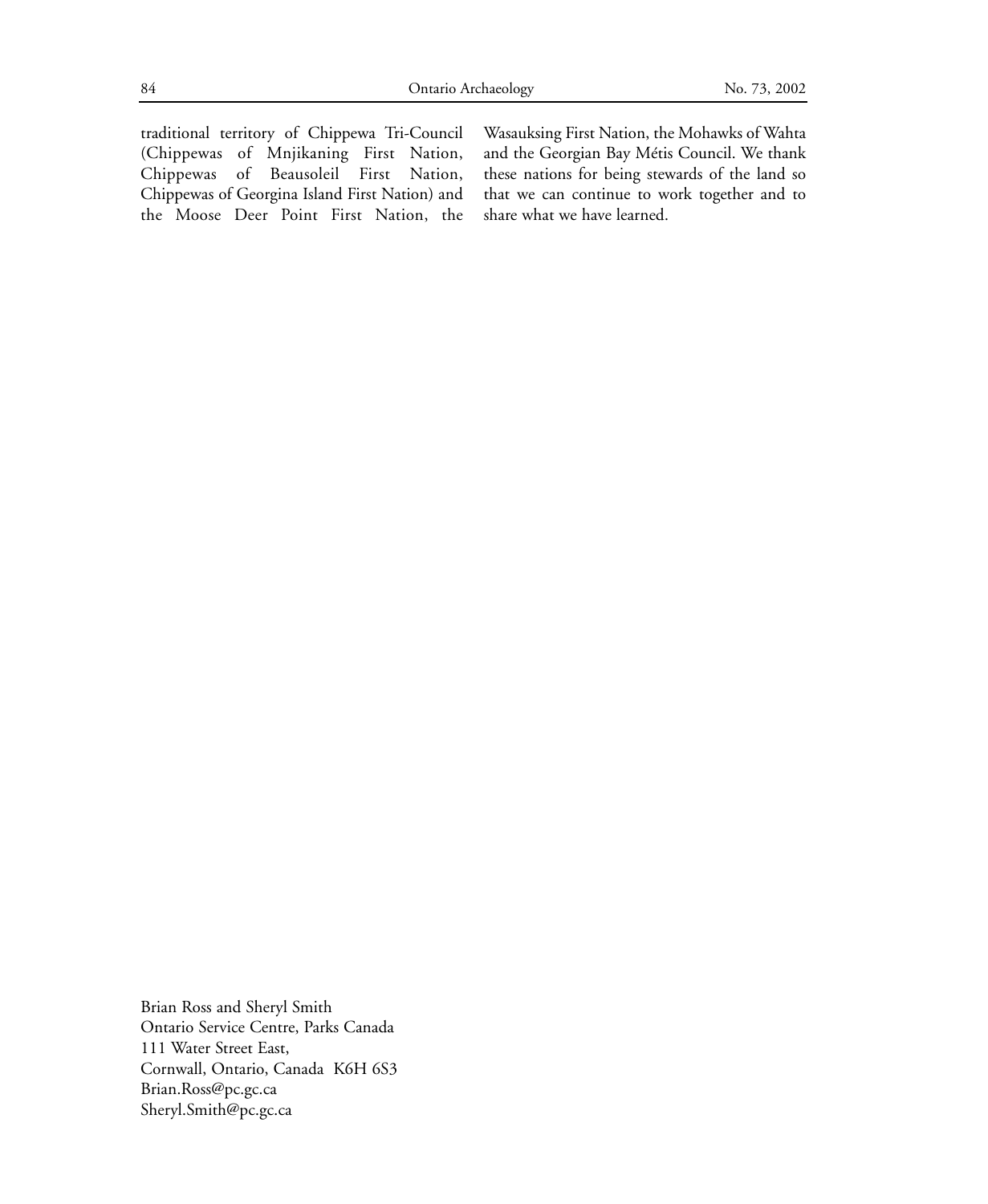traditional territory of Chippewa Tri-Council (Chippewas of Mnjikaning First Nation, Chippewas of Beausoleil First Nation, Chippewas of Georgina Island First Nation) and the Moose Deer Point First Nation, the Wasauksing First Nation, the Mohawks of Wahta and the Georgian Bay Métis Council. We thank these nations for being stewards of the land so that we can continue to work together and to share what we have learned.

Brian Ross and Sheryl Smith  
Ontario Service Centre, Parks Canada  
111 Water Street East,  
Cornwall, Ontario, Canada K6H 6S3  
Brian.Ross@pc.gc.ca  
Sheryl.Smith@pc.gc.ca